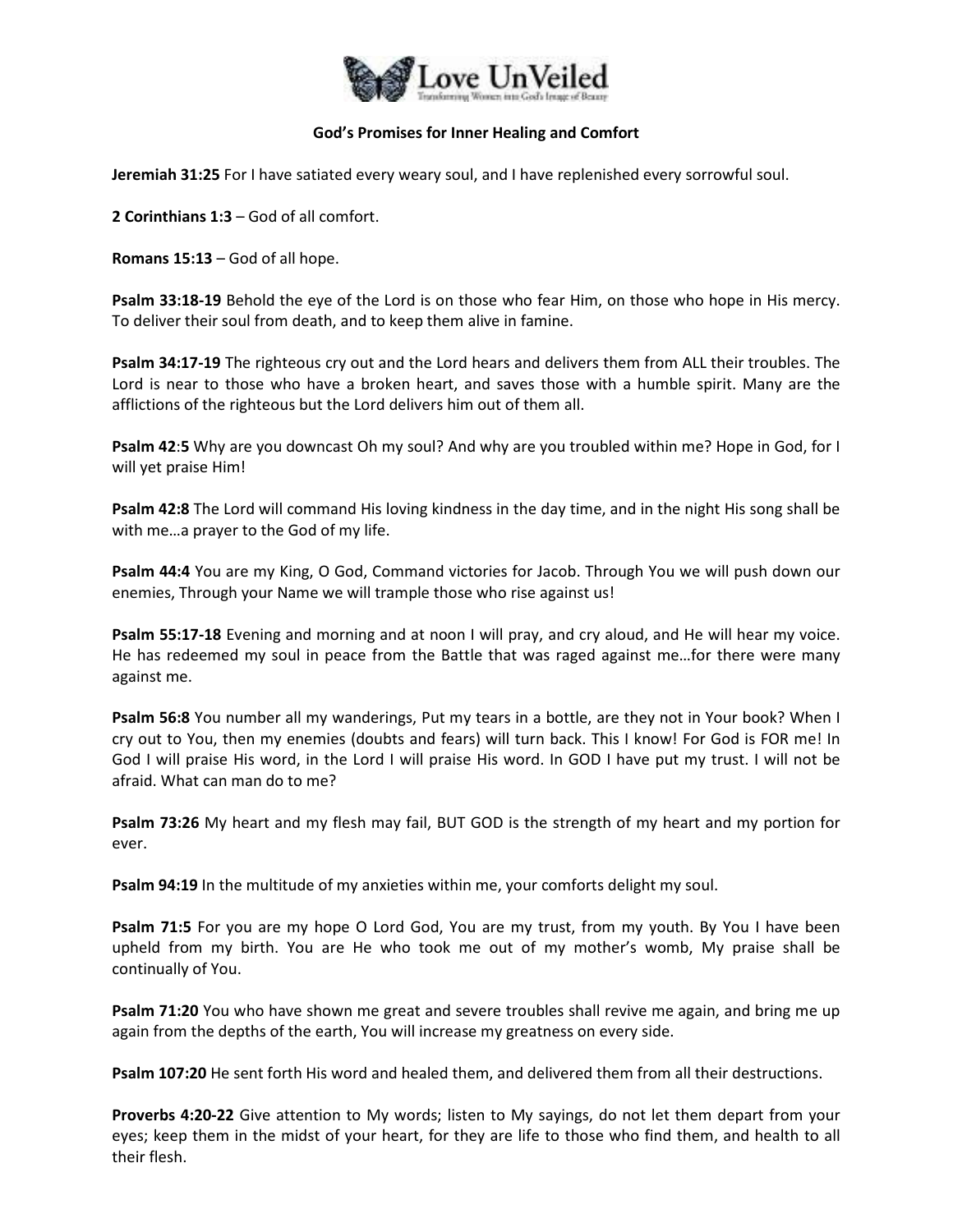Love UnVeiled

Transforming Women into God's Image of Beauty

## God's Promises for Inner Healing and Comfort

**Jeremiah 31:25** For I have satiated every weary soul, and I have replenished every sorrowful soul.

**2 Corinthians 1:3** – God of all comfort.

**Romans 15:13** – God of all hope.

**Psalm 33:18-19** Behold the eye of the Lord is on those who fear Him, on those who hope in His mercy. To deliver their soul from death, and to keep them alive in famine.

**Psalm 34:17-19** The righteous cry out and the Lord hears and delivers them from ALL their troubles. The Lord is near to those who have a broken heart, and saves those with a humble spirit. Many are the afflictions of the righteous but the Lord delivers him out of them all.

**Psalm 42:5** Why are you downcast Oh my soul? And why are you troubled within me? Hope in God, for I will yet praise Him!

**Psalm 42:8** The Lord will command His loving kindness in the day time, and in the night His song shall be with me…a prayer to the God of my life.

**Psalm 44:4** You are my King, O God, Command victories for Jacob. Through You we will push down our enemies, Through your Name we will trample those who rise against us!

**Psalm 55:17-18** Evening and morning and at noon I will pray, and cry aloud, and He will hear my voice. He has redeemed my soul in peace from the Battle that was raged against me…for there were many against me.

**Psalm 56:8** You number all my wanderings, Put my tears in a bottle, are they not in Your book? When I cry out to You, then my enemies (doubts and fears) will turn back. This I know! For God is FOR me! In God I will praise His word, in the Lord I will praise His word. In GOD I have put my trust. I will not be afraid. What can man do to me?

**Psalm 73:26** My heart and my flesh may fail, BUT GOD is the strength of my heart and my portion for ever.

**Psalm 94:19** In the multitude of my anxieties within me, your comforts delight my soul.

**Psalm 71:5** For you are my hope O Lord God, You are my trust, from my youth. By You I have been upheld from my birth. You are He who took me out of my mother's womb, My praise shall be continually of You.

**Psalm 71:20** You who have shown me great and severe troubles shall revive me again, and bring me up again from the depths of the earth, You will increase my greatness on every side.

**Psalm 107:20** He sent forth His word and healed them, and delivered them from all their destructions.

**Proverbs 4:20-22** Give attention to My words; listen to My sayings, do not let them depart from your eyes; keep them in the midst of your heart, for they are life to those who find them, and health to all their flesh.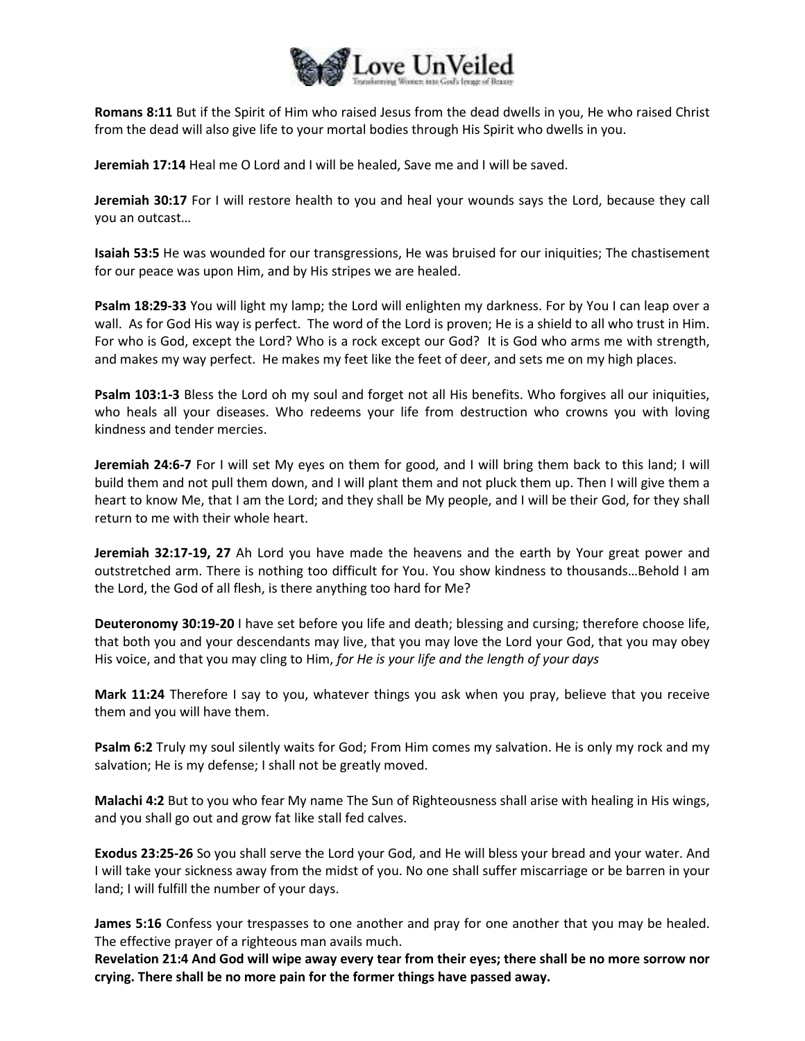**Romans 8:11** But if the Spirit of Him who raised Jesus from the dead dwells in you, He who raised Christ from the dead will also give life to your mortal bodies through His Spirit who dwells in you.

**Jeremiah 17:14** Heal me O Lord and I will be healed, Save me and I will be saved.

**Jeremiah 30:17** For I will restore health to you and heal your wounds says the Lord, because they call you an outcast…

**Isaiah 53:5** He was wounded for our transgressions, He was bruised for our iniquities; The chastisement for our peace was upon Him, and by His stripes we are healed.

**Psalm 18:29-33** You will light my lamp; the Lord will enlighten my darkness. For by You I can leap over a wall. As for God His way is perfect. The word of the Lord is proven; He is a shield to all who trust in Him. For who is God, except the Lord? Who is a rock except our God? It is God who arms me with strength, and makes my way perfect. He makes my feet like the feet of deer, and sets me on my high places.

**Psalm 103:1-3** Bless the Lord oh my soul and forget not all His benefits. Who forgives all our iniquities, who heals all your diseases. Who redeems your life from destruction who crowns you with loving kindness and tender mercies.

**Jeremiah 24:6-7** For I will set My eyes on them for good, and I will bring them back to this land; I will build them and not pull them down, and I will plant them and not pluck them up. Then I will give them a heart to know Me, that I am the Lord; and they shall be My people, and I will be their God, for they shall return to me with their whole heart.

**Jeremiah 32:17-19, 27** Ah Lord you have made the heavens and the earth by Your great power and outstretched arm. There is nothing too difficult for You. You show kindness to thousands…Behold I am the Lord, the God of all flesh, is there anything too hard for Me?

**Deuteronomy 30:19-20** I have set before you life and death; blessing and cursing; therefore choose life, that both you and your descendants may live, that you may love the Lord your God, that you may obey His voice, and that you may cling to Him, *for He is your life and the length of your days*

**Mark 11:24** Therefore I say to you, whatever things you ask when you pray, believe that you receive them and you will have them.

**Psalm 6:2** Truly my soul silently waits for God; From Him comes my salvation. He is only my rock and my salvation; He is my defense; I shall not be greatly moved.

**Malachi 4:2** But to you who fear My name The Sun of Righteousness shall arise with healing in His wings, and you shall go out and grow fat like stall fed calves.

**Exodus 23:25-26** So you shall serve the Lord your God, and He will bless your bread and your water. And I will take your sickness away from the midst of you. No one shall suffer miscarriage or be barren in your land; I will fulfill the number of your days.

**James 5:16** Confess your trespasses to one another and pray for one another that you may be healed. The effective prayer of a righteous man avails much.

**Revelation 21:4 And God will wipe away every tear from their eyes; there shall be no more sorrow nor crying. There shall be no more pain for the former things have passed away.**